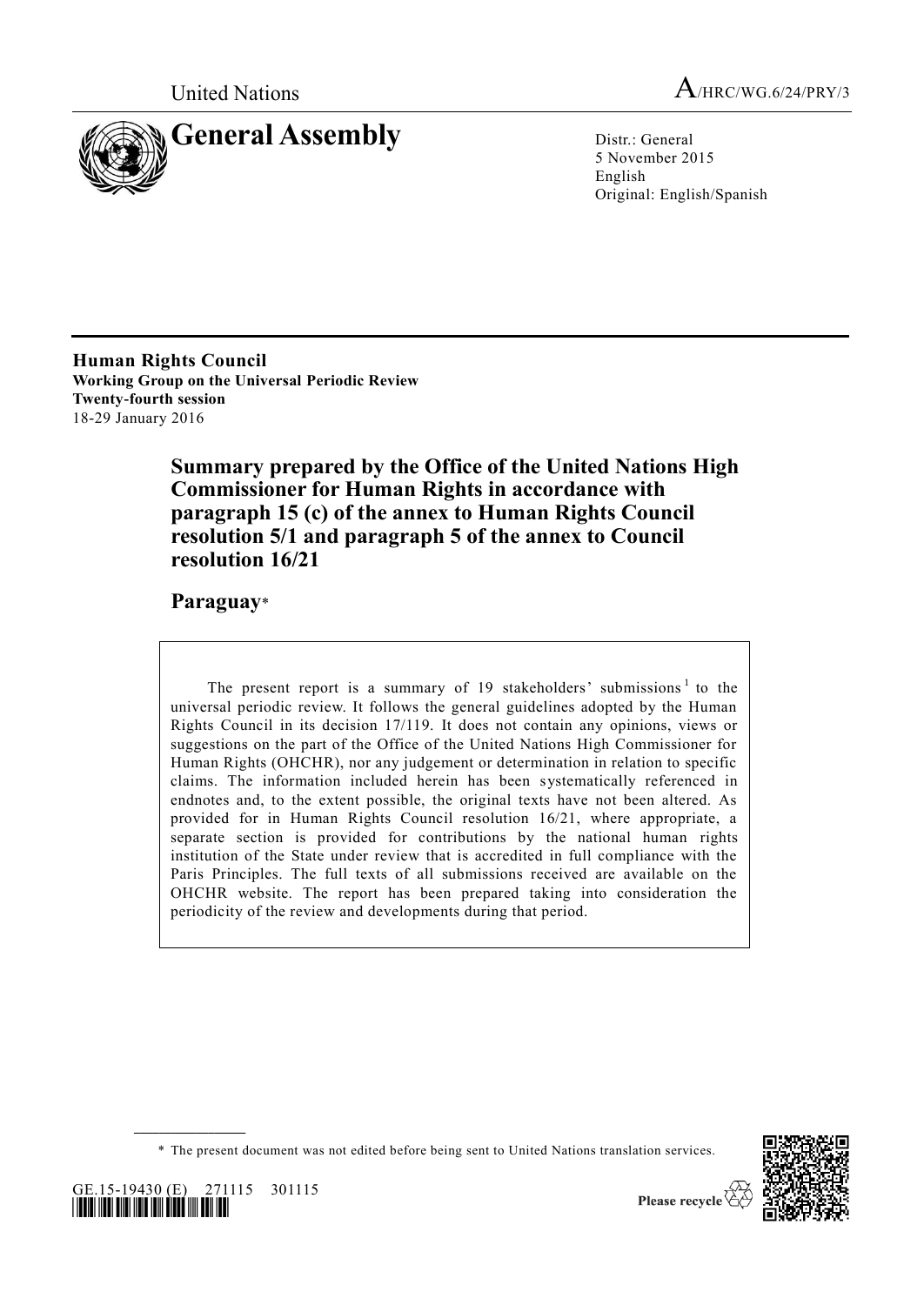United Nations

A/HRC/WG.6/24/PRY/3

# General Assembly

Distr.: General
5 November 2015
English
Original: English/Spanish

**Human Rights Council**
**Working Group on the Universal Periodic Review**
**Twenty-fourth session**
18-29 January 2016

## Summary prepared by the Office of the United Nations High Commissioner for Human Rights in accordance with paragraph 15 (c) of the annex to Human Rights Council resolution 5/1 and paragraph 5 of the annex to Council resolution 16/21

## Paraguay*

The present report is a summary of 19 stakeholders' submissions[1] to the universal periodic review. It follows the general guidelines adopted by the Human Rights Council in its decision 17/119. It does not contain any opinions, views or suggestions on the part of the Office of the United Nations High Commissioner for Human Rights (OHCHR), nor any judgement or determination in relation to specific claims. The information included herein has been systematically referenced in endnotes and, to the extent possible, the original texts have not been altered. As provided for in Human Rights Council resolution 16/21, where appropriate, a separate section is provided for contributions by the national human rights institution of the State under review that is accredited in full compliance with the Paris Principles. The full texts of all submissions received are available on the OHCHR website. The report has been prepared taking into consideration the periodicity of the review and developments during that period.

\* The present document was not edited before being sent to United Nations translation services.

GE.15-19430 (E) 271115 301115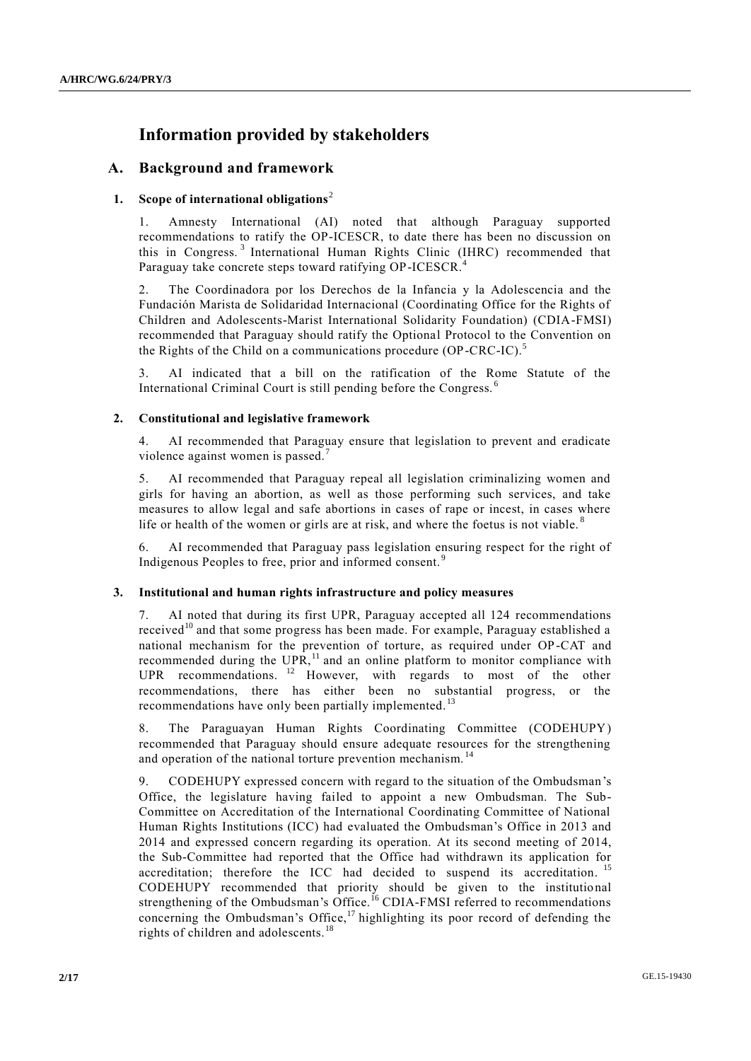# Information provided by stakeholders

## A. Background and framework

### 1. Scope of international obligations[2]

1. Amnesty International (AI) noted that although Paraguay supported recommendations to ratify the OP-ICESCR, to date there has been no discussion on this in Congress.[3] International Human Rights Clinic (IHRC) recommended that Paraguay take concrete steps toward ratifying OP-ICESCR.[4]

2. The Coordinadora por los Derechos de la Infancia y la Adolescencia and the Fundación Marista de Solidaridad Internacional (Coordinating Office for the Rights of Children and Adolescents-Marist International Solidarity Foundation) (CDIA-FMSI) recommended that Paraguay should ratify the Optional Protocol to the Convention on the Rights of the Child on a communications procedure (OP-CRC-IC).[5]

3. AI indicated that a bill on the ratification of the Rome Statute of the International Criminal Court is still pending before the Congress.[6]

### 2. Constitutional and legislative framework

4. AI recommended that Paraguay ensure that legislation to prevent and eradicate violence against women is passed.[7]

5. AI recommended that Paraguay repeal all legislation criminalizing women and girls for having an abortion, as well as those performing such services, and take measures to allow legal and safe abortions in cases of rape or incest, in cases where life or health of the women or girls are at risk, and where the foetus is not viable.[8]

6. AI recommended that Paraguay pass legislation ensuring respect for the right of Indigenous Peoples to free, prior and informed consent.[9]

### 3. Institutional and human rights infrastructure and policy measures

7. AI noted that during its first UPR, Paraguay accepted all 124 recommendations received[10] and that some progress has been made. For example, Paraguay established a national mechanism for the prevention of torture, as required under OP-CAT and recommended during the UPR,[11] and an online platform to monitor compliance with UPR recommendations.[12] However, with regards to most of the other recommendations, there has either been no substantial progress, or the recommendations have only been partially implemented.[13]

8. The Paraguayan Human Rights Coordinating Committee (CODEHUPY) recommended that Paraguay should ensure adequate resources for the strengthening and operation of the national torture prevention mechanism.[14]

9. CODEHUPY expressed concern with regard to the situation of the Ombudsman's Office, the legislature having failed to appoint a new Ombudsman. The Sub-Committee on Accreditation of the International Coordinating Committee of National Human Rights Institutions (ICC) had evaluated the Ombudsman's Office in 2013 and 2014 and expressed concern regarding its operation. At its second meeting of 2014, the Sub-Committee had reported that the Office had withdrawn its application for accreditation; therefore the ICC had decided to suspend its accreditation.[15] CODEHUPY recommended that priority should be given to the institutional strengthening of the Ombudsman's Office.[16] CDIA-FMSI referred to recommendations concerning the Ombudsman's Office,[17] highlighting its poor record of defending the rights of children and adolescents.[18]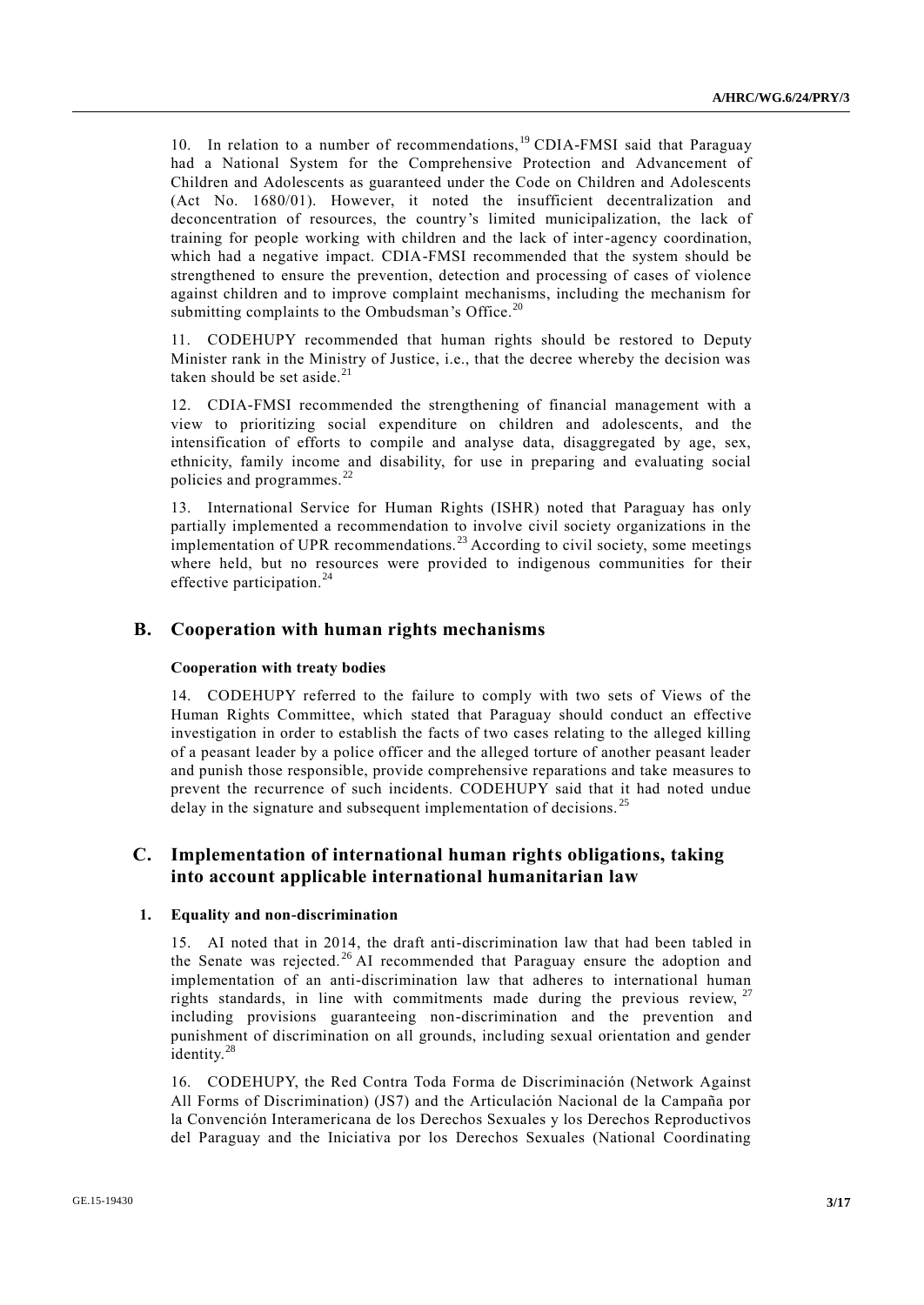10. In relation to a number of recommendations,[19] CDIA-FMSI said that Paraguay had a National System for the Comprehensive Protection and Advancement of Children and Adolescents as guaranteed under the Code on Children and Adolescents (Act No. 1680/01). However, it noted the insufficient decentralization and deconcentration of resources, the country's limited municipalization, the lack of training for people working with children and the lack of inter-agency coordination, which had a negative impact. CDIA-FMSI recommended that the system should be strengthened to ensure the prevention, detection and processing of cases of violence against children and to improve complaint mechanisms, including the mechanism for submitting complaints to the Ombudsman's Office.[20]

11. CODEHUPY recommended that human rights should be restored to Deputy Minister rank in the Ministry of Justice, i.e., that the decree whereby the decision was taken should be set aside.[21]

12. CDIA-FMSI recommended the strengthening of financial management with a view to prioritizing social expenditure on children and adolescents, and the intensification of efforts to compile and analyse data, disaggregated by age, sex, ethnicity, family income and disability, for use in preparing and evaluating social policies and programmes.[22]

13. International Service for Human Rights (ISHR) noted that Paraguay has only partially implemented a recommendation to involve civil society organizations in the implementation of UPR recommendations.[23] According to civil society, some meetings where held, but no resources were provided to indigenous communities for their effective participation.[24]

## B. Cooperation with human rights mechanisms

### Cooperation with treaty bodies

14. CODEHUPY referred to the failure to comply with two sets of Views of the Human Rights Committee, which stated that Paraguay should conduct an effective investigation in order to establish the facts of two cases relating to the alleged killing of a peasant leader by a police officer and the alleged torture of another peasant leader and punish those responsible, provide comprehensive reparations and take measures to prevent the recurrence of such incidents. CODEHUPY said that it had noted undue delay in the signature and subsequent implementation of decisions.[25]

## C. Implementation of international human rights obligations, taking into account applicable international humanitarian law

### 1. Equality and non-discrimination

15. AI noted that in 2014, the draft anti-discrimination law that had been tabled in the Senate was rejected.[26] AI recommended that Paraguay ensure the adoption and implementation of an anti-discrimination law that adheres to international human rights standards, in line with commitments made during the previous review,[27] including provisions guaranteeing non-discrimination and the prevention and punishment of discrimination on all grounds, including sexual orientation and gender identity.[28]

16. CODEHUPY, the Red Contra Toda Forma de Discriminación (Network Against All Forms of Discrimination) (JS7) and the Articulación Nacional de la Campaña por la Convención Interamericana de los Derechos Sexuales y los Derechos Reproductivos del Paraguay and the Iniciativa por los Derechos Sexuales (National Coordinating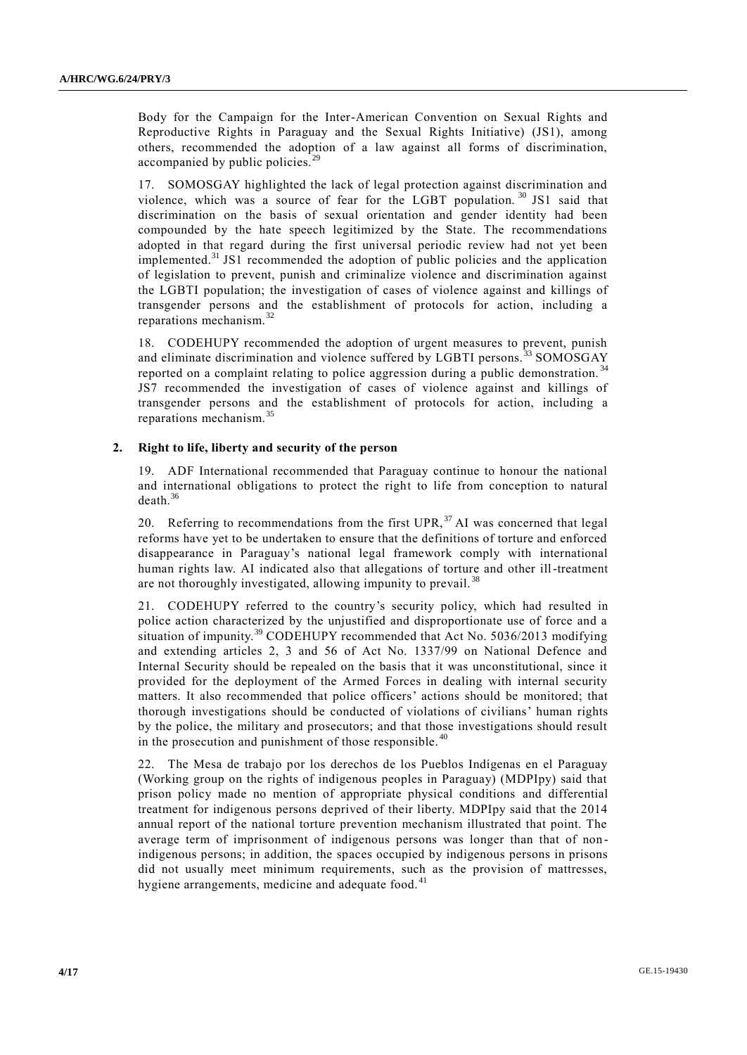Body for the Campaign for the Inter-American Convention on Sexual Rights and Reproductive Rights in Paraguay and the Sexual Rights Initiative) (JS1), among others, recommended the adoption of a law against all forms of discrimination, accompanied by public policies.[29]

17. SOMOSGAY highlighted the lack of legal protection against discrimination and violence, which was a source of fear for the LGBT population.[30] JS1 said that discrimination on the basis of sexual orientation and gender identity had been compounded by the hate speech legitimized by the State. The recommendations adopted in that regard during the first universal periodic review had not yet been implemented.[31] JS1 recommended the adoption of public policies and the application of legislation to prevent, punish and criminalize violence and discrimination against the LGBTI population; the investigation of cases of violence against and killings of transgender persons and the establishment of protocols for action, including a reparations mechanism.[32]

18. CODEHUPY recommended the adoption of urgent measures to prevent, punish and eliminate discrimination and violence suffered by LGBTI persons.[33] SOMOSGAY reported on a complaint relating to police aggression during a public demonstration.[34] JS7 recommended the investigation of cases of violence against and killings of transgender persons and the establishment of protocols for action, including a reparations mechanism.[35]

## 2. Right to life, liberty and security of the person

19. ADF International recommended that Paraguay continue to honour the national and international obligations to protect the right to life from conception to natural death.[36]

20. Referring to recommendations from the first UPR,[37] AI was concerned that legal reforms have yet to be undertaken to ensure that the definitions of torture and enforced disappearance in Paraguay's national legal framework comply with international human rights law. AI indicated also that allegations of torture and other ill-treatment are not thoroughly investigated, allowing impunity to prevail.[38]

21. CODEHUPY referred to the country's security policy, which had resulted in police action characterized by the unjustified and disproportionate use of force and a situation of impunity.[39] CODEHUPY recommended that Act No. 5036/2013 modifying and extending articles 2, 3 and 56 of Act No. 1337/99 on National Defence and Internal Security should be repealed on the basis that it was unconstitutional, since it provided for the deployment of the Armed Forces in dealing with internal security matters. It also recommended that police officers' actions should be monitored; that thorough investigations should be conducted of violations of civilians' human rights by the police, the military and prosecutors; and that those investigations should result in the prosecution and punishment of those responsible.[40]

22. The Mesa de trabajo por los derechos de los Pueblos Indígenas en el Paraguay (Working group on the rights of indigenous peoples in Paraguay) (MDPIpy) said that prison policy made no mention of appropriate physical conditions and differential treatment for indigenous persons deprived of their liberty. MDPIpy said that the 2014 annual report of the national torture prevention mechanism illustrated that point. The average term of imprisonment of indigenous persons was longer than that of non-indigenous persons; in addition, the spaces occupied by indigenous persons in prisons did not usually meet minimum requirements, such as the provision of mattresses, hygiene arrangements, medicine and adequate food.[41]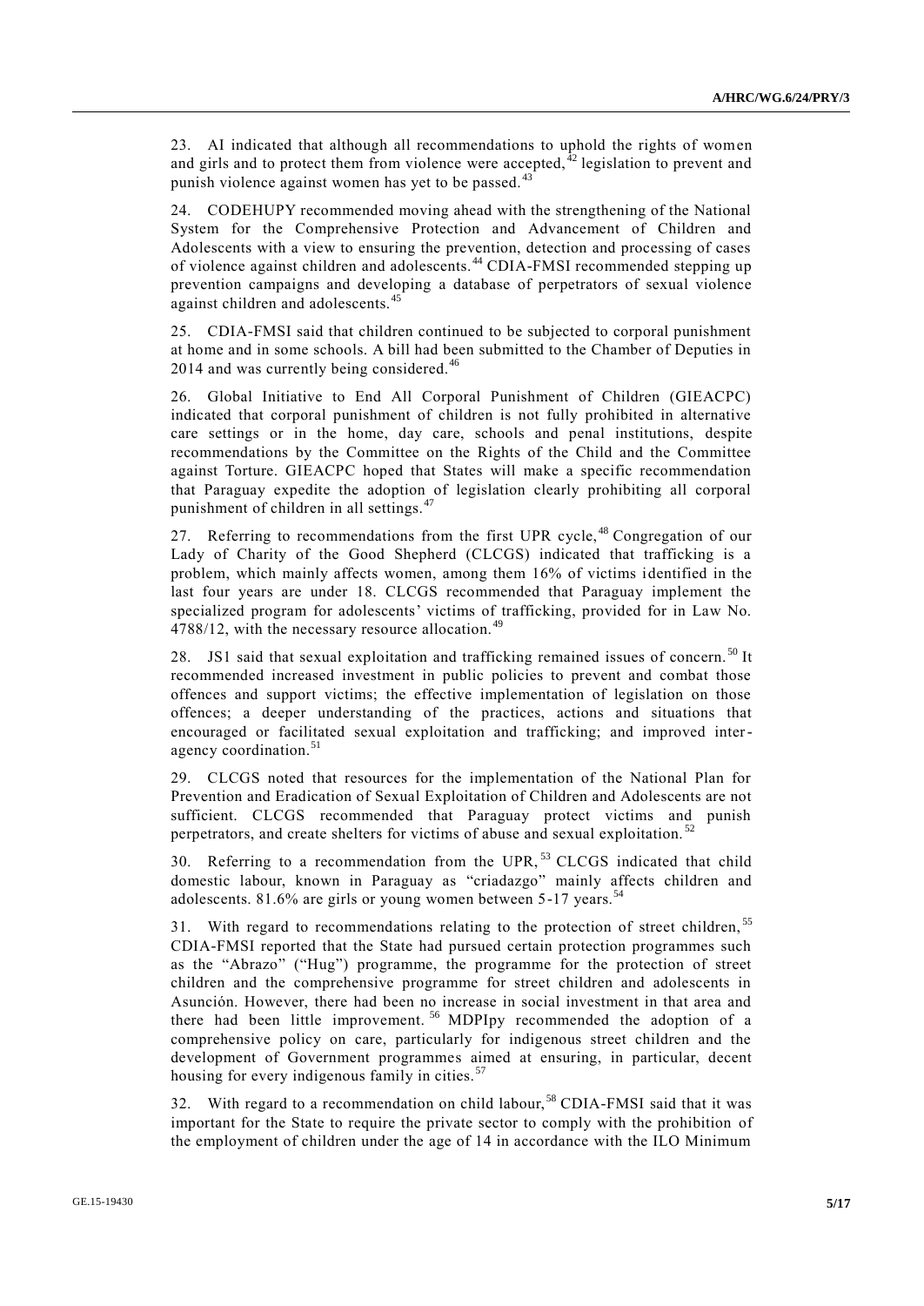23. AI indicated that although all recommendations to uphold the rights of women and girls and to protect them from violence were accepted,[42] legislation to prevent and punish violence against women has yet to be passed.[43]

24. CODEHUPY recommended moving ahead with the strengthening of the National System for the Comprehensive Protection and Advancement of Children and Adolescents with a view to ensuring the prevention, detection and processing of cases of violence against children and adolescents.[44] CDIA-FMSI recommended stepping up prevention campaigns and developing a database of perpetrators of sexual violence against children and adolescents.[45]

25. CDIA-FMSI said that children continued to be subjected to corporal punishment at home and in some schools. A bill had been submitted to the Chamber of Deputies in 2014 and was currently being considered.[46]

26. Global Initiative to End All Corporal Punishment of Children (GIEACPC) indicated that corporal punishment of children is not fully prohibited in alternative care settings or in the home, day care, schools and penal institutions, despite recommendations by the Committee on the Rights of the Child and the Committee against Torture. GIEACPC hoped that States will make a specific recommendation that Paraguay expedite the adoption of legislation clearly prohibiting all corporal punishment of children in all settings.[47]

27. Referring to recommendations from the first UPR cycle,[48] Congregation of our Lady of Charity of the Good Shepherd (CLCGS) indicated that trafficking is a problem, which mainly affects women, among them 16% of victims identified in the last four years are under 18. CLCGS recommended that Paraguay implement the specialized program for adolescents' victims of trafficking, provided for in Law No. 4788/12, with the necessary resource allocation.[49]

28. JS1 said that sexual exploitation and trafficking remained issues of concern.[50] It recommended increased investment in public policies to prevent and combat those offences and support victims; the effective implementation of legislation on those offences; a deeper understanding of the practices, actions and situations that encouraged or facilitated sexual exploitation and trafficking; and improved inter-agency coordination.[51]

29. CLCGS noted that resources for the implementation of the National Plan for Prevention and Eradication of Sexual Exploitation of Children and Adolescents are not sufficient. CLCGS recommended that Paraguay protect victims and punish perpetrators, and create shelters for victims of abuse and sexual exploitation.[52]

30. Referring to a recommendation from the UPR,[53] CLCGS indicated that child domestic labour, known in Paraguay as "criadazgo" mainly affects children and adolescents. 81.6% are girls or young women between 5-17 years.[54]

31. With regard to recommendations relating to the protection of street children,[55] CDIA-FMSI reported that the State had pursued certain protection programmes such as the "Abrazo" ("Hug") programme, the programme for the protection of street children and the comprehensive programme for street children and adolescents in Asunción. However, there had been no increase in social investment in that area and there had been little improvement.[56] MDPIpy recommended the adoption of a comprehensive policy on care, particularly for indigenous street children and the development of Government programmes aimed at ensuring, in particular, decent housing for every indigenous family in cities.[57]

32. With regard to a recommendation on child labour,[58] CDIA-FMSI said that it was important for the State to require the private sector to comply with the prohibition of the employment of children under the age of 14 in accordance with the ILO Minimum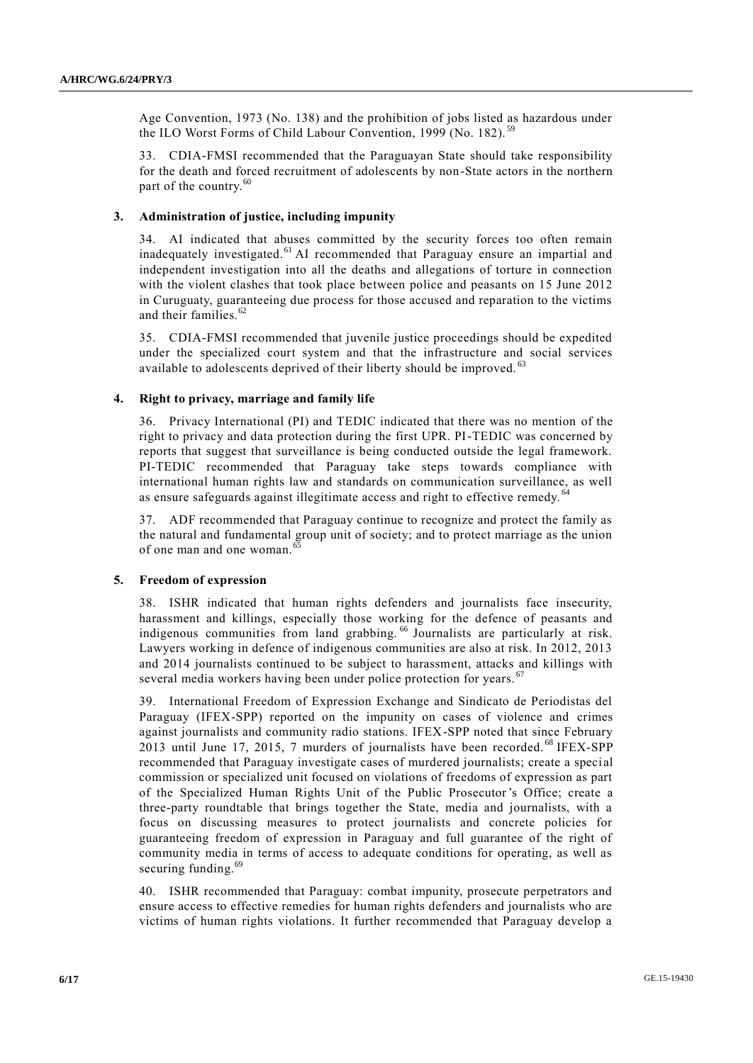Age Convention, 1973 (No. 138) and the prohibition of jobs listed as hazardous under the ILO Worst Forms of Child Labour Convention, 1999 (No. 182).[59]

33. CDIA-FMSI recommended that the Paraguayan State should take responsibility for the death and forced recruitment of adolescents by non-State actors in the northern part of the country.[60]

### 3. Administration of justice, including impunity

34. AI indicated that abuses committed by the security forces too often remain inadequately investigated.[61] AI recommended that Paraguay ensure an impartial and independent investigation into all the deaths and allegations of torture in connection with the violent clashes that took place between police and peasants on 15 June 2012 in Curuguaty, guaranteeing due process for those accused and reparation to the victims and their families.[62]

35. CDIA-FMSI recommended that juvenile justice proceedings should be expedited under the specialized court system and that the infrastructure and social services available to adolescents deprived of their liberty should be improved.[63]

### 4. Right to privacy, marriage and family life

36. Privacy International (PI) and TEDIC indicated that there was no mention of the right to privacy and data protection during the first UPR. PI-TEDIC was concerned by reports that suggest that surveillance is being conducted outside the legal framework. PI-TEDIC recommended that Paraguay take steps towards compliance with international human rights law and standards on communication surveillance, as well as ensure safeguards against illegitimate access and right to effective remedy.[64]

37. ADF recommended that Paraguay continue to recognize and protect the family as the natural and fundamental group unit of society; and to protect marriage as the union of one man and one woman.[65]

### 5. Freedom of expression

38. ISHR indicated that human rights defenders and journalists face insecurity, harassment and killings, especially those working for the defence of peasants and indigenous communities from land grabbing.[66] Journalists are particularly at risk. Lawyers working in defence of indigenous communities are also at risk. In 2012, 2013 and 2014 journalists continued to be subject to harassment, attacks and killings with several media workers having been under police protection for years.[67]

39. International Freedom of Expression Exchange and Sindicato de Periodistas del Paraguay (IFEX-SPP) reported on the impunity on cases of violence and crimes against journalists and community radio stations. IFEX-SPP noted that since February 2013 until June 17, 2015, 7 murders of journalists have been recorded.[68] IFEX-SPP recommended that Paraguay investigate cases of murdered journalists; create a special commission or specialized unit focused on violations of freedoms of expression as part of the Specialized Human Rights Unit of the Public Prosecutor's Office; create a three-party roundtable that brings together the State, media and journalists, with a focus on discussing measures to protect journalists and concrete policies for guaranteeing freedom of expression in Paraguay and full guarantee of the right of community media in terms of access to adequate conditions for operating, as well as securing funding.[69]

40. ISHR recommended that Paraguay: combat impunity, prosecute perpetrators and ensure access to effective remedies for human rights defenders and journalists who are victims of human rights violations. It further recommended that Paraguay develop a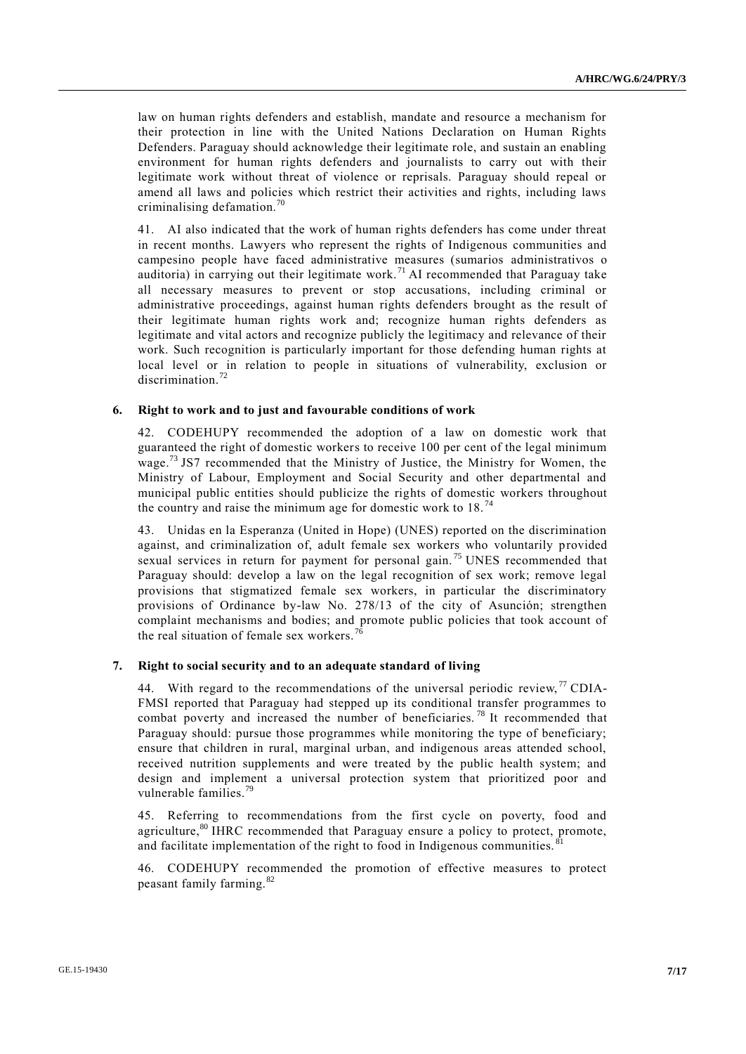law on human rights defenders and establish, mandate and resource a mechanism for their protection in line with the United Nations Declaration on Human Rights Defenders. Paraguay should acknowledge their legitimate role, and sustain an enabling environment for human rights defenders and journalists to carry out with their legitimate work without threat of violence or reprisals. Paraguay should repeal or amend all laws and policies which restrict their activities and rights, including laws criminalising defamation.[70]

41. AI also indicated that the work of human rights defenders has come under threat in recent months. Lawyers who represent the rights of Indigenous communities and campesino people have faced administrative measures (sumarios administrativos o auditoria) in carrying out their legitimate work.[71] AI recommended that Paraguay take all necessary measures to prevent or stop accusations, including criminal or administrative proceedings, against human rights defenders brought as the result of their legitimate human rights work and; recognize human rights defenders as legitimate and vital actors and recognize publicly the legitimacy and relevance of their work. Such recognition is particularly important for those defending human rights at local level or in relation to people in situations of vulnerability, exclusion or discrimination.[72]

### 6. Right to work and to just and favourable conditions of work

42. CODEHUPY recommended the adoption of a law on domestic work that guaranteed the right of domestic workers to receive 100 per cent of the legal minimum wage.[73] JS7 recommended that the Ministry of Justice, the Ministry for Women, the Ministry of Labour, Employment and Social Security and other departmental and municipal public entities should publicize the rights of domestic workers throughout the country and raise the minimum age for domestic work to 18.[74]

43. Unidas en la Esperanza (United in Hope) (UNES) reported on the discrimination against, and criminalization of, adult female sex workers who voluntarily provided sexual services in return for payment for personal gain.[75] UNES recommended that Paraguay should: develop a law on the legal recognition of sex work; remove legal provisions that stigmatized female sex workers, in particular the discriminatory provisions of Ordinance by-law No. 278/13 of the city of Asunción; strengthen complaint mechanisms and bodies; and promote public policies that took account of the real situation of female sex workers.[76]

### 7. Right to social security and to an adequate standard of living

44. With regard to the recommendations of the universal periodic review,[77] CDIA-FMSI reported that Paraguay had stepped up its conditional transfer programmes to combat poverty and increased the number of beneficiaries.[78] It recommended that Paraguay should: pursue those programmes while monitoring the type of beneficiary; ensure that children in rural, marginal urban, and indigenous areas attended school, received nutrition supplements and were treated by the public health system; and design and implement a universal protection system that prioritized poor and vulnerable families.[79]

45. Referring to recommendations from the first cycle on poverty, food and agriculture,[80] IHRC recommended that Paraguay ensure a policy to protect, promote, and facilitate implementation of the right to food in Indigenous communities.[81]

46. CODEHUPY recommended the promotion of effective measures to protect peasant family farming.[82]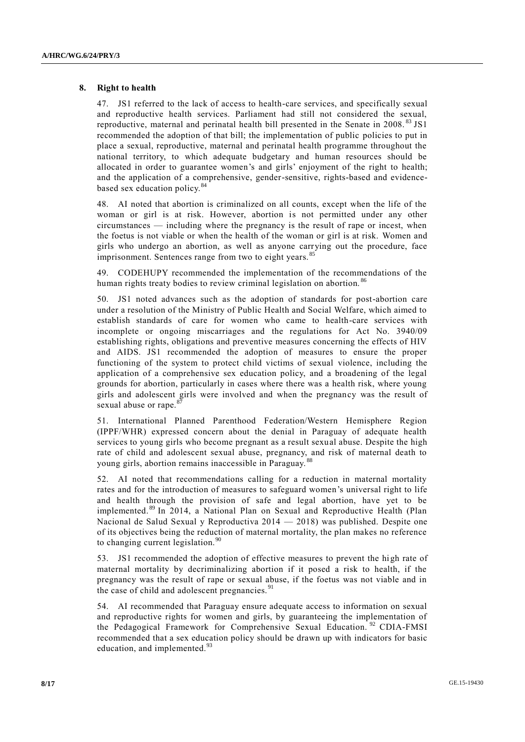### 8. Right to health

47. JS1 referred to the lack of access to health-care services, and specifically sexual and reproductive health services. Parliament had still not considered the sexual, reproductive, maternal and perinatal health bill presented in the Senate in 2008.[83] JS1 recommended the adoption of that bill; the implementation of public policies to put in place a sexual, reproductive, maternal and perinatal health programme throughout the national territory, to which adequate budgetary and human resources should be allocated in order to guarantee women's and girls' enjoyment of the right to health; and the application of a comprehensive, gender-sensitive, rights-based and evidence-based sex education policy.[84]

48. AI noted that abortion is criminalized on all counts, except when the life of the woman or girl is at risk. However, abortion is not permitted under any other circumstances — including where the pregnancy is the result of rape or incest, when the foetus is not viable or when the health of the woman or girl is at risk. Women and girls who undergo an abortion, as well as anyone carrying out the procedure, face imprisonment. Sentences range from two to eight years.[85]

49. CODEHUPY recommended the implementation of the recommendations of the human rights treaty bodies to review criminal legislation on abortion.[86]

50. JS1 noted advances such as the adoption of standards for post-abortion care under a resolution of the Ministry of Public Health and Social Welfare, which aimed to establish standards of care for women who came to health-care services with incomplete or ongoing miscarriages and the regulations for Act No. 3940/09 establishing rights, obligations and preventive measures concerning the effects of HIV and AIDS. JS1 recommended the adoption of measures to ensure the proper functioning of the system to protect child victims of sexual violence, including the application of a comprehensive sex education policy, and a broadening of the legal grounds for abortion, particularly in cases where there was a health risk, where young girls and adolescent girls were involved and when the pregnancy was the result of sexual abuse or rape.[87]

51. International Planned Parenthood Federation/Western Hemisphere Region (IPPF/WHR) expressed concern about the denial in Paraguay of adequate health services to young girls who become pregnant as a result sexual abuse. Despite the high rate of child and adolescent sexual abuse, pregnancy, and risk of maternal death to young girls, abortion remains inaccessible in Paraguay.[88]

52. AI noted that recommendations calling for a reduction in maternal mortality rates and for the introduction of measures to safeguard women's universal right to life and health through the provision of safe and legal abortion, have yet to be implemented.[89] In 2014, a National Plan on Sexual and Reproductive Health (Plan Nacional de Salud Sexual y Reproductiva 2014 — 2018) was published. Despite one of its objectives being the reduction of maternal mortality, the plan makes no reference to changing current legislation.[90]

53. JS1 recommended the adoption of effective measures to prevent the high rate of maternal mortality by decriminalizing abortion if it posed a risk to health, if the pregnancy was the result of rape or sexual abuse, if the foetus was not viable and in the case of child and adolescent pregnancies.[91]

54. AI recommended that Paraguay ensure adequate access to information on sexual and reproductive rights for women and girls, by guaranteeing the implementation of the Pedagogical Framework for Comprehensive Sexual Education.[92] CDIA-FMSI recommended that a sex education policy should be drawn up with indicators for basic education, and implemented.[93]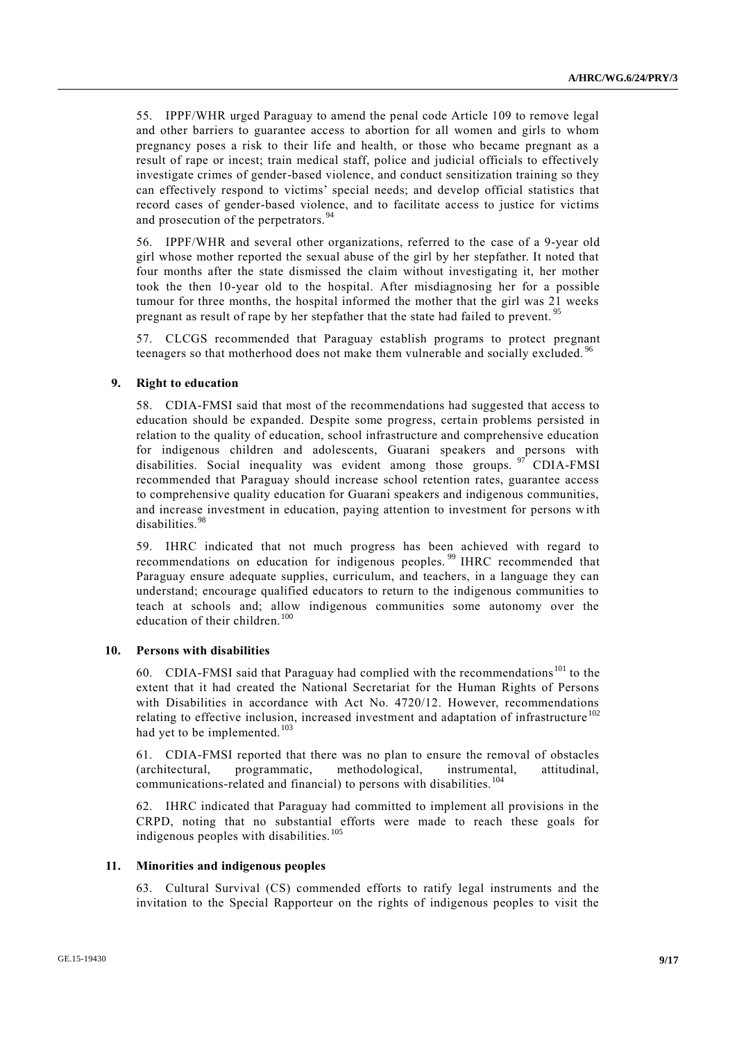55. IPPF/WHR urged Paraguay to amend the penal code Article 109 to remove legal and other barriers to guarantee access to abortion for all women and girls to whom pregnancy poses a risk to their life and health, or those who became pregnant as a result of rape or incest; train medical staff, police and judicial officials to effectively investigate crimes of gender-based violence, and conduct sensitization training so they can effectively respond to victims' special needs; and develop official statistics that record cases of gender-based violence, and to facilitate access to justice for victims and prosecution of the perpetrators.[94]

56. IPPF/WHR and several other organizations, referred to the case of a 9-year old girl whose mother reported the sexual abuse of the girl by her stepfather. It noted that four months after the state dismissed the claim without investigating it, her mother took the then 10-year old to the hospital. After misdiagnosing her for a possible tumour for three months, the hospital informed the mother that the girl was 21 weeks pregnant as result of rape by her stepfather that the state had failed to prevent.[95]

57. CLCGS recommended that Paraguay establish programs to protect pregnant teenagers so that motherhood does not make them vulnerable and socially excluded.[96]

### 9. Right to education

58. CDIA-FMSI said that most of the recommendations had suggested that access to education should be expanded. Despite some progress, certain problems persisted in relation to the quality of education, school infrastructure and comprehensive education for indigenous children and adolescents, Guarani speakers and persons with disabilities. Social inequality was evident among those groups.[97] CDIA-FMSI recommended that Paraguay should increase school retention rates, guarantee access to comprehensive quality education for Guarani speakers and indigenous communities, and increase investment in education, paying attention to investment for persons with disabilities.[98]

59. IHRC indicated that not much progress has been achieved with regard to recommendations on education for indigenous peoples.[99] IHRC recommended that Paraguay ensure adequate supplies, curriculum, and teachers, in a language they can understand; encourage qualified educators to return to the indigenous communities to teach at schools and; allow indigenous communities some autonomy over the education of their children.[100]

### 10. Persons with disabilities

60. CDIA-FMSI said that Paraguay had complied with the recommendations[101] to the extent that it had created the National Secretariat for the Human Rights of Persons with Disabilities in accordance with Act No. 4720/12. However, recommendations relating to effective inclusion, increased investment and adaptation of infrastructure[102] had yet to be implemented.[103]

61. CDIA-FMSI reported that there was no plan to ensure the removal of obstacles (architectural, programmatic, methodological, instrumental, attitudinal, communications-related and financial) to persons with disabilities.[104]

62. IHRC indicated that Paraguay had committed to implement all provisions in the CRPD, noting that no substantial efforts were made to reach these goals for indigenous peoples with disabilities.[105]

### 11. Minorities and indigenous peoples

63. Cultural Survival (CS) commended efforts to ratify legal instruments and the invitation to the Special Rapporteur on the rights of indigenous peoples to visit the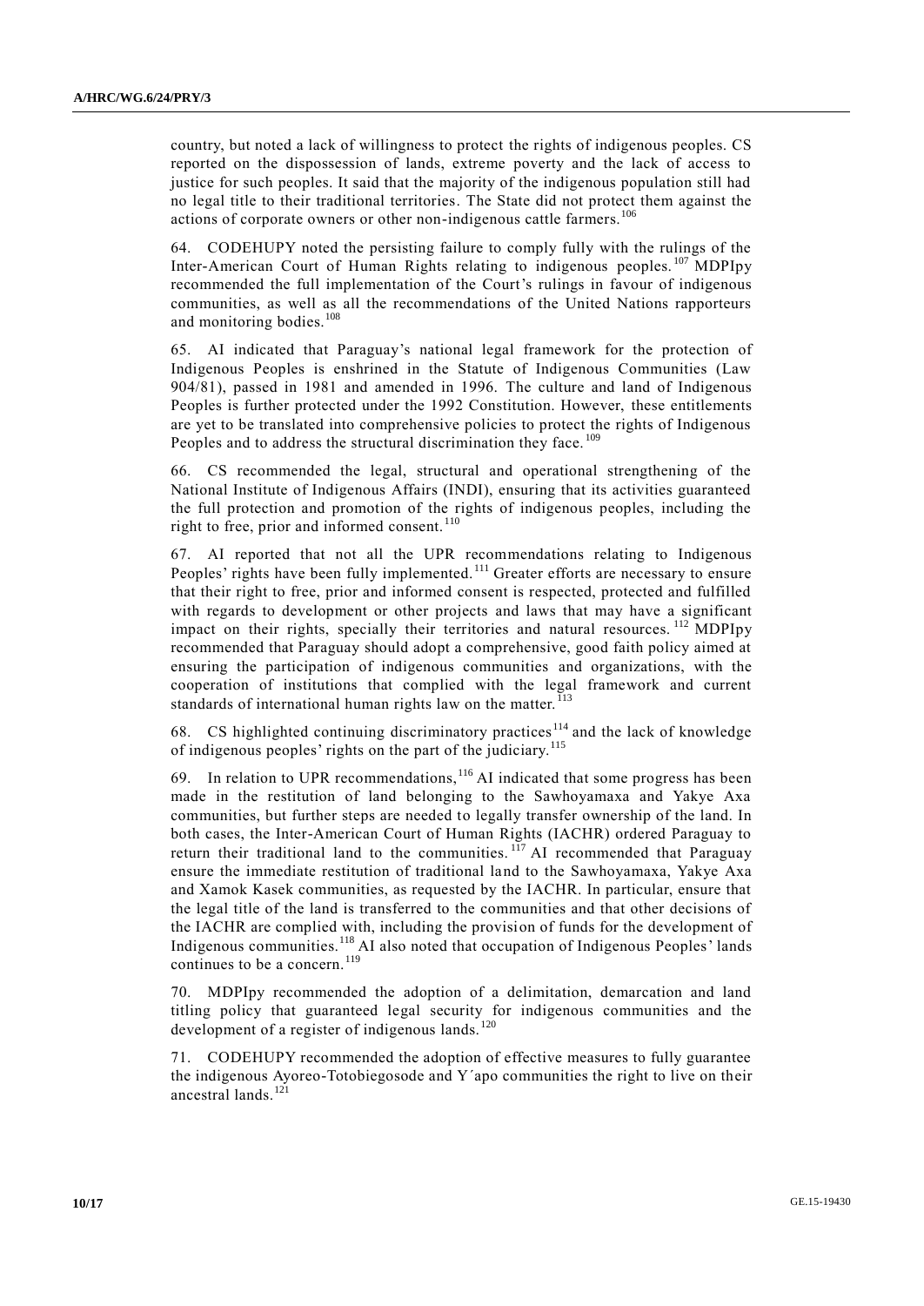country, but noted a lack of willingness to protect the rights of indigenous peoples. CS reported on the dispossession of lands, extreme poverty and the lack of access to justice for such peoples. It said that the majority of the indigenous population still had no legal title to their traditional territories. The State did not protect them against the actions of corporate owners or other non-indigenous cattle farmers.[106]

64. CODEHUPY noted the persisting failure to comply fully with the rulings of the Inter-American Court of Human Rights relating to indigenous peoples.[107] MDPIpy recommended the full implementation of the Court's rulings in favour of indigenous communities, as well as all the recommendations of the United Nations rapporteurs and monitoring bodies.[108]

65. AI indicated that Paraguay's national legal framework for the protection of Indigenous Peoples is enshrined in the Statute of Indigenous Communities (Law 904/81), passed in 1981 and amended in 1996. The culture and land of Indigenous Peoples is further protected under the 1992 Constitution. However, these entitlements are yet to be translated into comprehensive policies to protect the rights of Indigenous Peoples and to address the structural discrimination they face.[109]

66. CS recommended the legal, structural and operational strengthening of the National Institute of Indigenous Affairs (INDI), ensuring that its activities guaranteed the full protection and promotion of the rights of indigenous peoples, including the right to free, prior and informed consent.[110]

67. AI reported that not all the UPR recommendations relating to Indigenous Peoples' rights have been fully implemented.[111] Greater efforts are necessary to ensure that their right to free, prior and informed consent is respected, protected and fulfilled with regards to development or other projects and laws that may have a significant impact on their rights, specially their territories and natural resources.[112] MDPIpy recommended that Paraguay should adopt a comprehensive, good faith policy aimed at ensuring the participation of indigenous communities and organizations, with the cooperation of institutions that complied with the legal framework and current standards of international human rights law on the matter.[113]

68. CS highlighted continuing discriminatory practices[114] and the lack of knowledge of indigenous peoples' rights on the part of the judiciary.[115]

69. In relation to UPR recommendations,[116] AI indicated that some progress has been made in the restitution of land belonging to the Sawhoyamaxa and Yakye Axa communities, but further steps are needed to legally transfer ownership of the land. In both cases, the Inter-American Court of Human Rights (IACHR) ordered Paraguay to return their traditional land to the communities.[117] AI recommended that Paraguay ensure the immediate restitution of traditional land to the Sawhoyamaxa, Yakye Axa and Xamok Kasek communities, as requested by the IACHR. In particular, ensure that the legal title of the land is transferred to the communities and that other decisions of the IACHR are complied with, including the provision of funds for the development of Indigenous communities.[118] AI also noted that occupation of Indigenous Peoples' lands continues to be a concern.[119]

70. MDPIpy recommended the adoption of a delimitation, demarcation and land titling policy that guaranteed legal security for indigenous communities and the development of a register of indigenous lands.[120]

71. CODEHUPY recommended the adoption of effective measures to fully guarantee the indigenous Ayoreo-Totobiegosode and Y´apo communities the right to live on their ancestral lands.[121]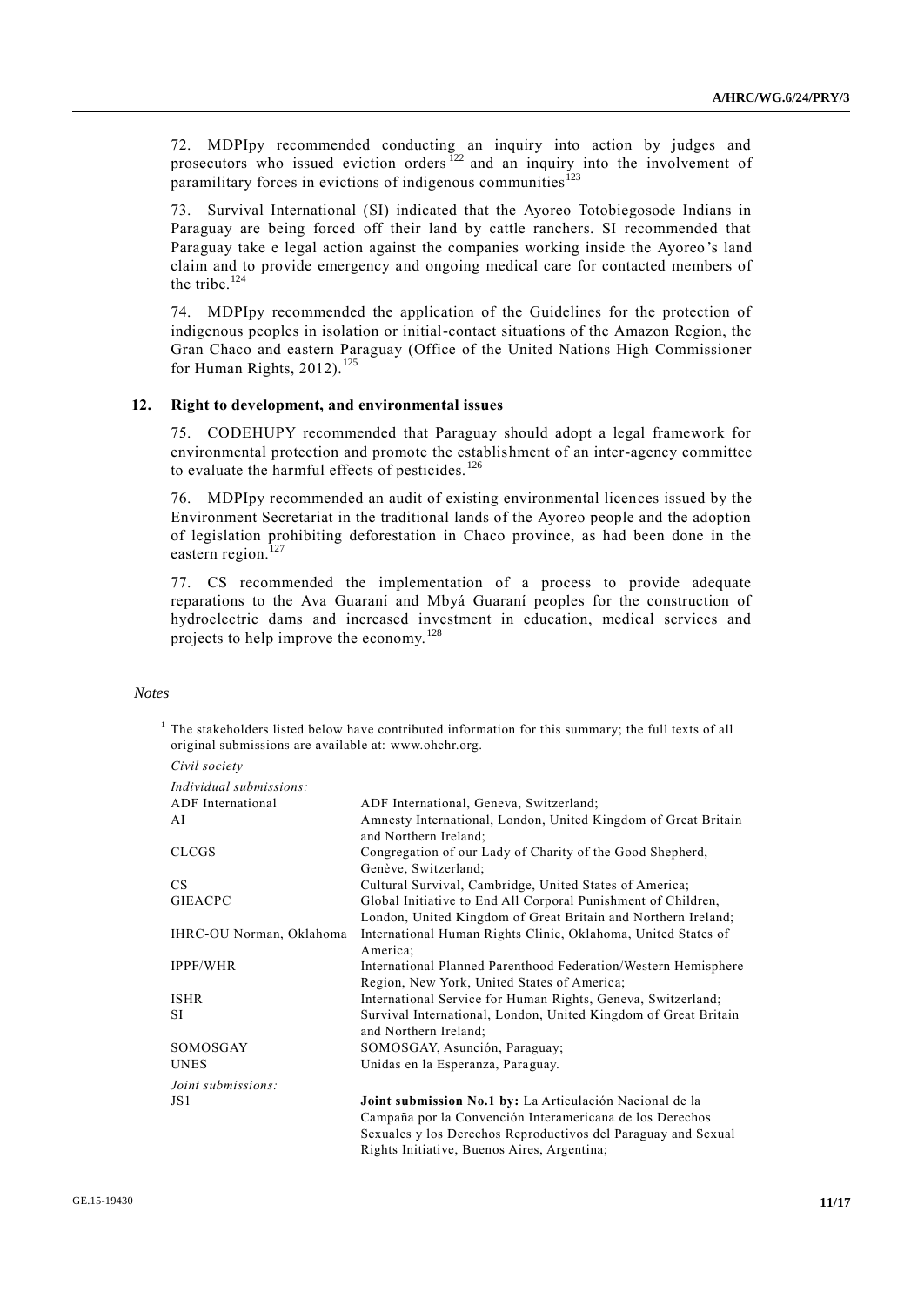72. MDPIpy recommended conducting an inquiry into action by judges and prosecutors who issued eviction orders [122] and an inquiry into the involvement of paramilitary forces in evictions of indigenous communities[123]

73. Survival International (SI) indicated that the Ayoreo Totobiegosode Indians in Paraguay are being forced off their land by cattle ranchers. SI recommended that Paraguay take e legal action against the companies working inside the Ayoreo's land claim and to provide emergency and ongoing medical care for contacted members of the tribe.[124]

74. MDPIpy recommended the application of the Guidelines for the protection of indigenous peoples in isolation or initial-contact situations of the Amazon Region, the Gran Chaco and eastern Paraguay (Office of the United Nations High Commissioner for Human Rights, 2012).[125]

### 12. Right to development, and environmental issues

75. CODEHUPY recommended that Paraguay should adopt a legal framework for environmental protection and promote the establishment of an inter-agency committee to evaluate the harmful effects of pesticides.[126]

76. MDPIpy recommended an audit of existing environmental licences issued by the Environment Secretariat in the traditional lands of the Ayoreo people and the adoption of legislation prohibiting deforestation in Chaco province, as had been done in the eastern region.[127]

77. CS recommended the implementation of a process to provide adequate reparations to the Ava Guaraní and Mbyá Guaraní peoples for the construction of hydroelectric dams and increased investment in education, medical services and projects to help improve the economy.[128]

*Notes*

[1] The stakeholders listed below have contributed information for this summary; the full texts of all original submissions are available at: www.ohchr.org.

*Civil society*

*Individual submissions:*

| | |
|---|---|
| ADF International | ADF International, Geneva, Switzerland; |
| AI | Amnesty International, London, United Kingdom of Great Britain and Northern Ireland; |
| CLCGS | Congregation of our Lady of Charity of the Good Shepherd, Genève, Switzerland; |
| CS | Cultural Survival, Cambridge, United States of America; |
| GIEACPC | Global Initiative to End All Corporal Punishment of Children, London, United Kingdom of Great Britain and Northern Ireland; |
| IHRC-OU Norman, Oklahoma | International Human Rights Clinic, Oklahoma, United States of America; |
| IPPF/WHR | International Planned Parenthood Federation/Western Hemisphere Region, New York, United States of America; |
| ISHR | International Service for Human Rights, Geneva, Switzerland; |
| SI | Survival International, London, United Kingdom of Great Britain and Northern Ireland; |
| SOMOSGAY | SOMOSGAY, Asunción, Paraguay; |
| UNES | Unidas en la Esperanza, Paraguay. |

*Joint submissions:*

| | |
|---|---|
| JS1 | **Joint submission No.1 by:** La Articulación Nacional de la Campaña por la Convención Interamericana de los Derechos Sexuales y los Derechos Reproductivos del Paraguay and Sexual Rights Initiative, Buenos Aires, Argentina; |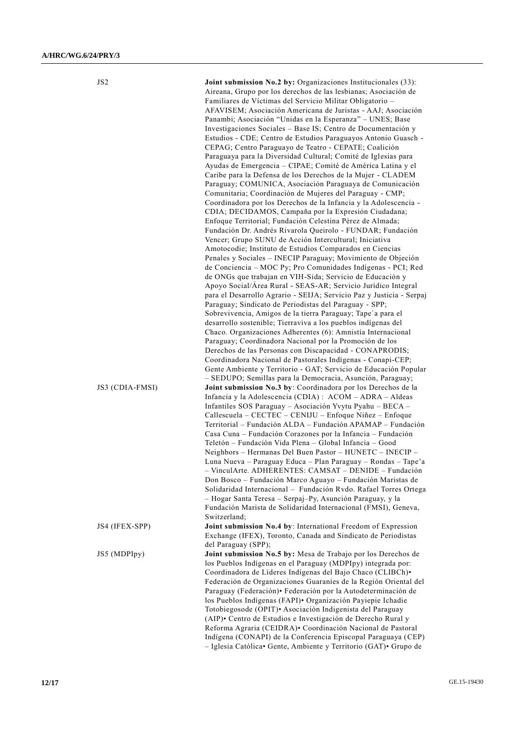| | |
|---|---|
| JS2 | **Joint submission No.2 by:** Organizaciones Institucionales (33): Aireana, Grupo por los derechos de las lesbianas; Asociación de Familiares de Víctimas del Servicio Militar Obligatorio – AFAVISEM; Asociación Americana de Juristas - AAJ; Asociación Panambi; Asociación "Unidas en la Esperanza" – UNES; Base Investigaciones Sociales – Base IS; Centro de Documentación y Estudios - CDE; Centro de Estudios Paraguayos Antonio Guasch - CEPAG; Centro Paraguayo de Teatro - CEPATE; Coalición Paraguaya para la Diversidad Cultural; Comité de Iglesias para Ayudas de Emergencia – CIPAE; Comité de América Latina y el Caribe para la Defensa de los Derechos de la Mujer - CLADEM Paraguay; COMUNICA, Asociación Paraguaya de Comunicación Comunitaria; Coordinación de Mujeres del Paraguay - CMP; Coordinadora por los Derechos de la Infancia y la Adolescencia - CDIA; DECIDAMOS, Campaña por la Expresión Ciudadana; Enfoque Territorial; Fundación Celestina Pérez de Almada; Fundación Dr. Andrés Rivarola Queirolo - FUNDAR; Fundación Vencer; Grupo SUNU de Acción Intercultural; Iniciativa Amotocodie; Instituto de Estudios Comparados en Ciencias Penales y Sociales – INECIP Paraguay; Movimiento de Objeción de Conciencia – MOC Py; Pro Comunidades Indígenas - PCI; Red de ONGs que trabajan en VIH-Sida; Servicio de Educación y Apoyo Social/Área Rural - SEAS-AR; Servicio Jurídico Integral para el Desarrollo Agrario - SEIJA; Servicio Paz y Justicia - Serpaj Paraguay; Sindicato de Periodistas del Paraguay - SPP; Sobrevivencia, Amigos de la tierra Paraguay; Tape`a para el desarrollo sostenible; Tierraviva a los pueblos indígenas del Chaco. Organizaciones Adherentes (6): Amnistía Internacional Paraguay; Coordinadora Nacional por la Promoción de los Derechos de las Personas con Discapacidad - CONAPRODIS; Coordinadora Nacional de Pastorales Indígenas - Conapi-CEP; Gente Ambiente y Territorio - GAT; Servicio de Educación Popular – SEDUPO; Semillas para la Democracia, Asunción, Paraguay; |
| JS3 (CDIA-FMSI) | **Joint submission No.3 by**: Coordinadora por los Derechos de la Infancia y la Adolescencia (CDIA) : ACOM – ADRA – Aldeas Infantiles SOS Paraguay – Asociación Yvytu Pyahu – BECA – Callescuela – CECTEC – CENIJU – Enfoque Niñez – Enfoque Territorial – Fundación ALDA – Fundación APAMAP – Fundación Casa Cuna – Fundación Corazones por la Infancia – Fundación Teletón – Fundación Vida Plena – Global Infancia – Good Neighbors – Hermanas Del Buen Pastor – HUNETC – INECIP – Luna Nueva – Paraguay Educa – Plan Paraguay – Rondas – Tape'a – VinculArte. ADHERENTES: CAMSAT – DENIDE – Fundación Don Bosco – Fundación Marco Aguayo – Fundación Maristas de Solidaridad Internacional – Fundación Rvdo. Rafael Torres Ortega – Hogar Santa Teresa – Serpaj–Py, Asunción Paraguay, y la Fundación Marista de Solidaridad Internacional (FMSI), Geneva, Switzerland; |
| JS4 (IFEX-SPP) | **Joint submission No.4 by**: International Freedom of Expression Exchange (IFEX), Toronto, Canada and Sindicato de Periodistas del Paraguay (SPP); |
| JS5 (MDPIpy) | **Joint submission No.5 by:** Mesa de Trabajo por los Derechos de los Pueblos Indígenas en el Paraguay (MDPIpy) integrada por: Coordinadora de Líderes Indígenas del Bajo Chaco (CLIBCh)• Federación de Organizaciones Guaraníes de la Región Oriental del Paraguay (Federación)• Federación por la Autodeterminación de los Pueblos Indígenas (FAPI)• Organización Payiepie Ichadie Totobiegosode (OPIT)• Asociación Indigenista del Paraguay (AIP)• Centro de Estudios e Investigación de Derecho Rural y Reforma Agraria (CEIDRA)• Coordinación Nacional de Pastoral Indígena (CONAPI) de la Conferencia Episcopal Paraguaya (CEP) – Iglesia Católica• Gente, Ambiente y Territorio (GAT)• Grupo de |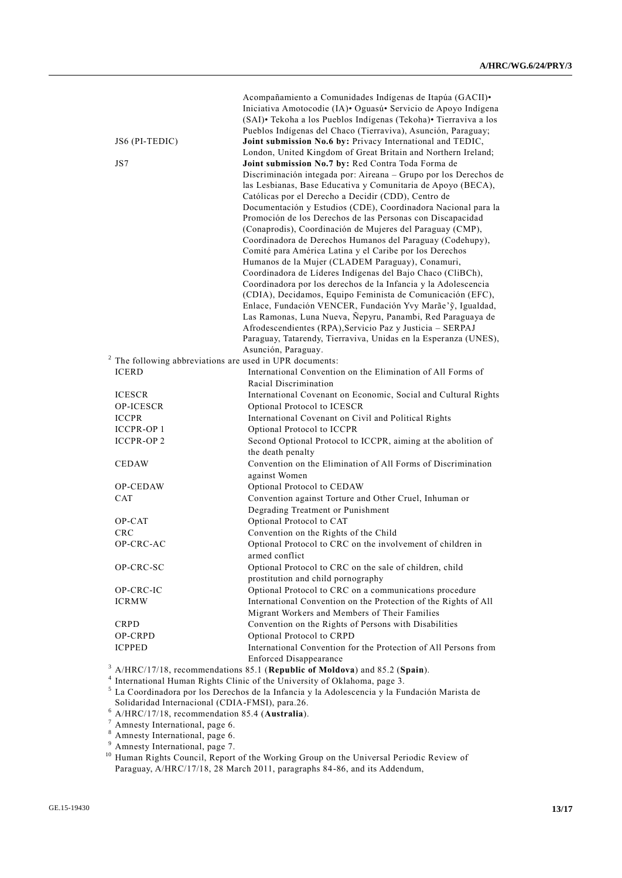| | |
|---|---|
| | Acompañamiento a Comunidades Indígenas de Itapúa (GACII)• Iniciativa Amotocodie (IA)• Oguasú• Servicio de Apoyo Indígena (SAI)• Tekoha a los Pueblos Indígenas (Tekoha)• Tierraviva a los Pueblos Indígenas del Chaco (Tierraviva), Asunción, Paraguay; |
| JS6 (PI-TEDIC) | **Joint submission No.6 by:** Privacy International and TEDIC, London, United Kingdom of Great Britain and Northern Ireland; |
| JS7 | **Joint submission No.7 by:** Red Contra Toda Forma de Discriminación integada por: Aireana – Grupo por los Derechos de las Lesbianas, Base Educativa y Comunitaria de Apoyo (BECA), Católicas por el Derecho a Decidir (CDD), Centro de Documentación y Estudios (CDE), Coordinadora Nacional para la Promoción de los Derechos de las Personas con Discapacidad (Conaprodis), Coordinación de Mujeres del Paraguay (CMP), Coordinadora de Derechos Humanos del Paraguay (Codehupy), Comité para América Latina y el Caribe por los Derechos Humanos de la Mujer (CLADEM Paraguay), Conamuri, Coordinadora de Líderes Indígenas del Bajo Chaco (CliBCh), Coordinadora por los derechos de la Infancia y la Adolescencia (CDIA), Decidamos, Equipo Feminista de Comunicación (EFC), Enlace, Fundación VENCER, Fundación Yvy Marãe'ỹ, Igualdad, Las Ramonas, Luna Nueva, Ñepyru, Panambi, Red Paraguaya de Afrodescendientes (RPA),Servicio Paz y Justicia – SERPAJ Paraguay, Tatarendy, Tierraviva, Unidas en la Esperanza (UNES), Asunción, Paraguay. |

[2] The following abbreviations are used in UPR documents:

| | |
|---|---|
| ICERD | International Convention on the Elimination of All Forms of Racial Discrimination |
| ICESCR | International Covenant on Economic, Social and Cultural Rights |
| OP-ICESCR | Optional Protocol to ICESCR |
| ICCPR | International Covenant on Civil and Political Rights |
| ICCPR-OP 1 | Optional Protocol to ICCPR |
| ICCPR-OP 2 | Second Optional Protocol to ICCPR, aiming at the abolition of the death penalty |
| CEDAW | Convention on the Elimination of All Forms of Discrimination against Women |
| OP-CEDAW | Optional Protocol to CEDAW |
| CAT | Convention against Torture and Other Cruel, Inhuman or Degrading Treatment or Punishment |
| OP-CAT | Optional Protocol to CAT |
| CRC | Convention on the Rights of the Child |
| OP-CRC-AC | Optional Protocol to CRC on the involvement of children in armed conflict |
| OP-CRC-SC | Optional Protocol to CRC on the sale of children, child prostitution and child pornography |
| OP-CRC-IC | Optional Protocol to CRC on a communications procedure |
| ICRMW | International Convention on the Protection of the Rights of All Migrant Workers and Members of Their Families |
| CRPD | Convention on the Rights of Persons with Disabilities |
| OP-CRPD | Optional Protocol to CRPD |
| ICPPED | International Convention for the Protection of All Persons from Enforced Disappearance |

[3] A/HRC/17/18, recommendations 85.1 (**Republic of Moldova**) and 85.2 (**Spain**).

[4] International Human Rights Clinic of the University of Oklahoma, page 3.

[5] La Coordinadora por los Derechos de la Infancia y la Adolescencia y la Fundación Marista de Solidaridad Internacional (CDIA-FMSI), para.26.

[6] A/HRC/17/18, recommendation 85.4 (**Australia**).

[7] Amnesty International, page 6.

[8] Amnesty International, page 6.

[9] Amnesty International, page 7.

[10] Human Rights Council, Report of the Working Group on the Universal Periodic Review of Paraguay, A/HRC/17/18, 28 March 2011, paragraphs 84-86, and its Addendum,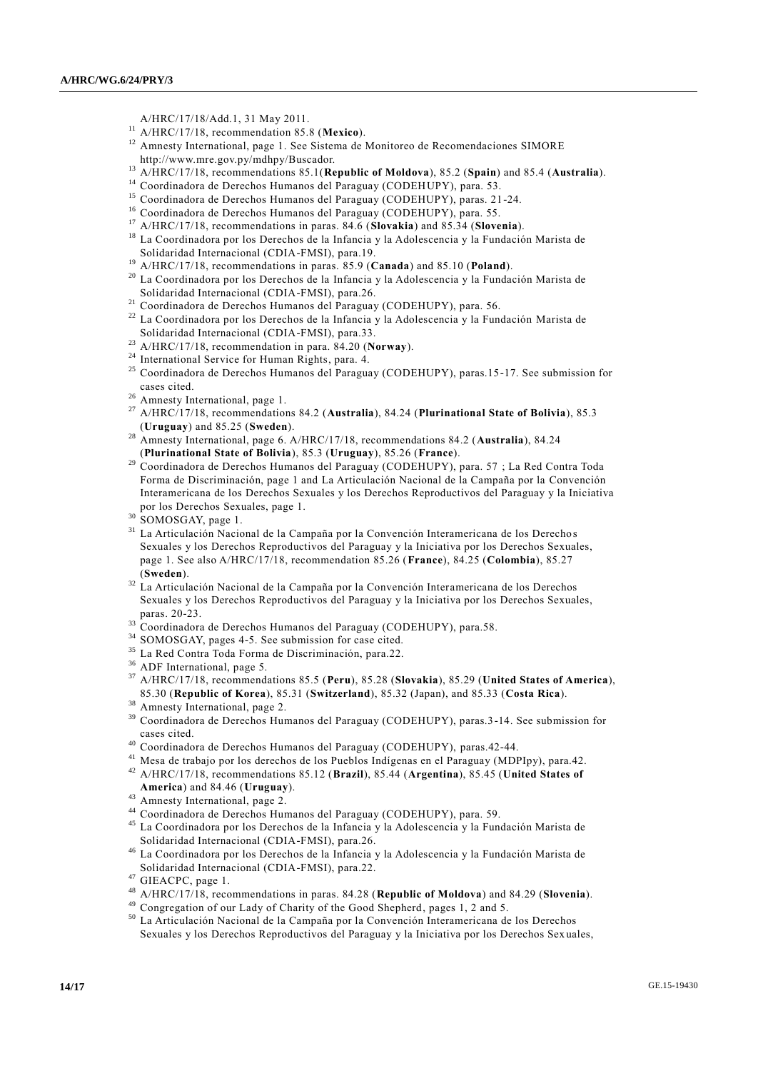A/HRC/17/18/Add.1, 31 May 2011.

[11] A/HRC/17/18, recommendation 85.8 (**Mexico**).

[12] Amnesty International, page 1. See Sistema de Monitoreo de Recomendaciones SIMORE http://www.mre.gov.py/mdhpy/Buscador.

[13] A/HRC/17/18, recommendations 85.1(**Republic of Moldova**), 85.2 (**Spain**) and 85.4 (**Australia**).

[14] Coordinadora de Derechos Humanos del Paraguay (CODEHUPY), para. 53.

[15] Coordinadora de Derechos Humanos del Paraguay (CODEHUPY), paras. 21-24.

[16] Coordinadora de Derechos Humanos del Paraguay (CODEHUPY), para. 55.

[17] A/HRC/17/18, recommendations in paras. 84.6 (**Slovakia**) and 85.34 (**Slovenia**).

[18] La Coordinadora por los Derechos de la Infancia y la Adolescencia y la Fundación Marista de Solidaridad Internacional (CDIA-FMSI), para.19.

[19] A/HRC/17/18, recommendations in paras. 85.9 (**Canada**) and 85.10 (**Poland**).

[20] La Coordinadora por los Derechos de la Infancia y la Adolescencia y la Fundación Marista de Solidaridad Internacional (CDIA-FMSI), para.26.

[21] Coordinadora de Derechos Humanos del Paraguay (CODEHUPY), para. 56.

[22] La Coordinadora por los Derechos de la Infancia y la Adolescencia y la Fundación Marista de Solidaridad Internacional (CDIA-FMSI), para.33.

[23] A/HRC/17/18, recommendation in para. 84.20 (**Norway**).

[24] International Service for Human Rights, para. 4.

[25] Coordinadora de Derechos Humanos del Paraguay (CODEHUPY), paras.15-17. See submission for cases cited.

[26] Amnesty International, page 1.

[27] A/HRC/17/18, recommendations 84.2 (**Australia**), 84.24 (**Plurinational State of Bolivia**), 85.3 (**Uruguay**) and 85.25 (**Sweden**).

[28] Amnesty International, page 6. A/HRC/17/18, recommendations 84.2 (**Australia**), 84.24 (**Plurinational State of Bolivia**), 85.3 (**Uruguay**), 85.26 (**France**).

[29] Coordinadora de Derechos Humanos del Paraguay (CODEHUPY), para. 57 ; La Red Contra Toda Forma de Discriminación, page 1 and La Articulación Nacional de la Campaña por la Convención Interamericana de los Derechos Sexuales y los Derechos Reproductivos del Paraguay y la Iniciativa por los Derechos Sexuales, page 1.

[30] SOMOSGAY, page 1.

[31] La Articulación Nacional de la Campaña por la Convención Interamericana de los Derechos Sexuales y los Derechos Reproductivos del Paraguay y la Iniciativa por los Derechos Sexuales, page 1. See also A/HRC/17/18, recommendation 85.26 (**France**), 84.25 (**Colombia**), 85.27 (**Sweden**).

[32] La Articulación Nacional de la Campaña por la Convención Interamericana de los Derechos Sexuales y los Derechos Reproductivos del Paraguay y la Iniciativa por los Derechos Sexuales, paras. 20-23.

[33] Coordinadora de Derechos Humanos del Paraguay (CODEHUPY), para.58.

[34] SOMOSGAY, pages 4-5. See submission for case cited.

[35] La Red Contra Toda Forma de Discriminación, para.22.

[36] ADF International, page 5.

[37] A/HRC/17/18, recommendations 85.5 (**Peru**), 85.28 (**Slovakia**), 85.29 (**United States of America**), 85.30 (**Republic of Korea**), 85.31 (**Switzerland**), 85.32 (Japan), and 85.33 (**Costa Rica**).

[38] Amnesty International, page 2.

[39] Coordinadora de Derechos Humanos del Paraguay (CODEHUPY), paras.3-14. See submission for cases cited.

[40] Coordinadora de Derechos Humanos del Paraguay (CODEHUPY), paras.42-44.

[41] Mesa de trabajo por los derechos de los Pueblos Indígenas en el Paraguay (MDPIpy), para.42.

[42] A/HRC/17/18, recommendations 85.12 (**Brazil**), 85.44 (**Argentina**), 85.45 (**United States of America**) and 84.46 (**Uruguay**).

[43] Amnesty International, page 2.

[44] Coordinadora de Derechos Humanos del Paraguay (CODEHUPY), para. 59.

[45] La Coordinadora por los Derechos de la Infancia y la Adolescencia y la Fundación Marista de Solidaridad Internacional (CDIA-FMSI), para.26.

[46] La Coordinadora por los Derechos de la Infancia y la Adolescencia y la Fundación Marista de Solidaridad Internacional (CDIA-FMSI), para.22.

[47] GIEACPC, page 1.

[48] A/HRC/17/18, recommendations in paras. 84.28 (**Republic of Moldova**) and 84.29 (**Slovenia**).

[49] Congregation of our Lady of Charity of the Good Shepherd, pages 1, 2 and 5.

[50] La Articulación Nacional de la Campaña por la Convención Interamericana de los Derechos Sexuales y los Derechos Reproductivos del Paraguay y la Iniciativa por los Derechos Sexuales,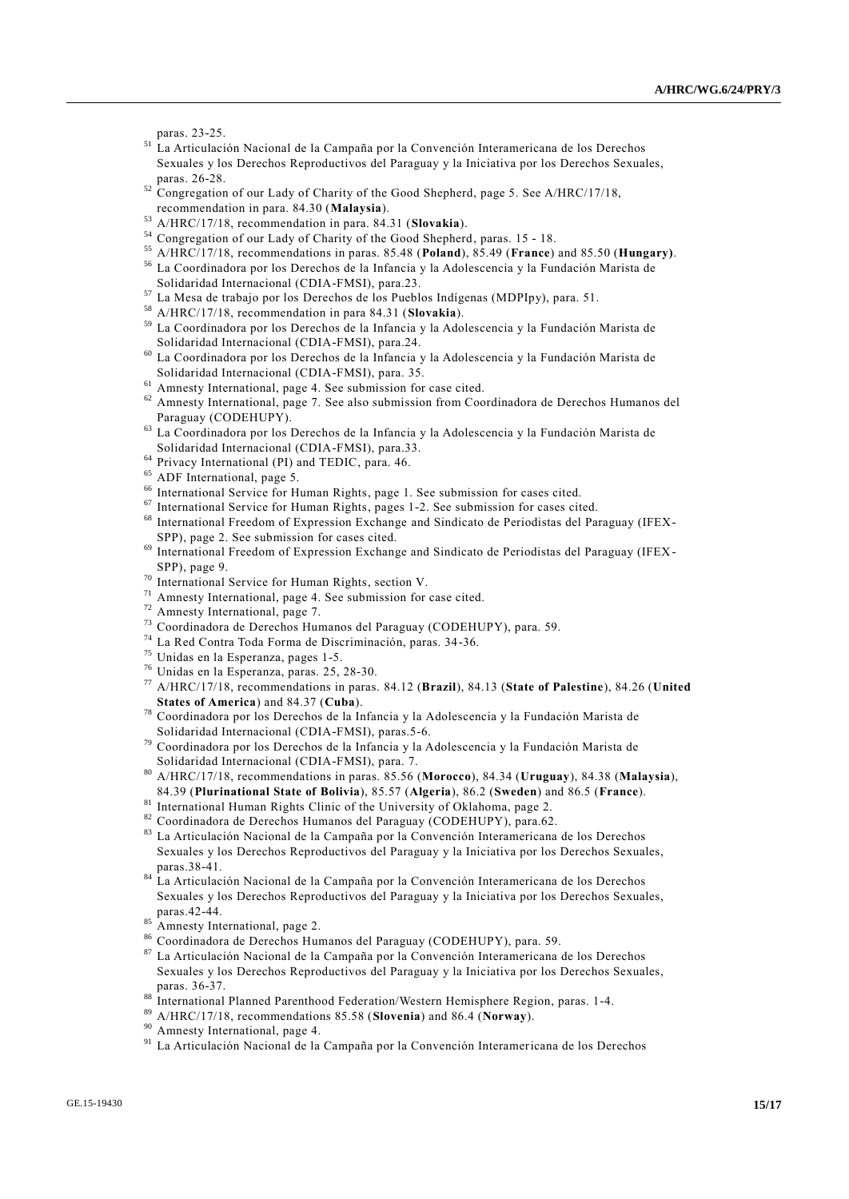paras. 23-25.

[51] La Articulación Nacional de la Campaña por la Convención Interamericana de los Derechos Sexuales y los Derechos Reproductivos del Paraguay y la Iniciativa por los Derechos Sexuales, paras. 26-28.

[52] Congregation of our Lady of Charity of the Good Shepherd, page 5. See A/HRC/17/18, recommendation in para. 84.30 (**Malaysia**).

[53] A/HRC/17/18, recommendation in para. 84.31 (**Slovakia**).

[54] Congregation of our Lady of Charity of the Good Shepherd, paras. 15 - 18.

[55] A/HRC/17/18, recommendations in paras. 85.48 (**Poland**), 85.49 (**France**) and 85.50 (**Hungary**).

[56] La Coordinadora por los Derechos de la Infancia y la Adolescencia y la Fundación Marista de Solidaridad Internacional (CDIA-FMSI), para.23.

[57] La Mesa de trabajo por los Derechos de los Pueblos Indígenas (MDPIpy), para. 51.

[58] A/HRC/17/18, recommendation in para 84.31 (**Slovakia**).

[59] La Coordinadora por los Derechos de la Infancia y la Adolescencia y la Fundación Marista de Solidaridad Internacional (CDIA-FMSI), para.24.

[60] La Coordinadora por los Derechos de la Infancia y la Adolescencia y la Fundación Marista de Solidaridad Internacional (CDIA-FMSI), para. 35.

[61] Amnesty International, page 4. See submission for case cited.

[62] Amnesty International, page 7. See also submission from Coordinadora de Derechos Humanos del Paraguay (CODEHUPY).

[63] La Coordinadora por los Derechos de la Infancia y la Adolescencia y la Fundación Marista de Solidaridad Internacional (CDIA-FMSI), para.33.

[64] Privacy International (PI) and TEDIC, para. 46.

[65] ADF International, page 5.

[66] International Service for Human Rights, page 1. See submission for cases cited.

[67] International Service for Human Rights, pages 1-2. See submission for cases cited.

[68] International Freedom of Expression Exchange and Sindicato de Periodistas del Paraguay (IFEX-SPP), page 2. See submission for cases cited.

[69] International Freedom of Expression Exchange and Sindicato de Periodistas del Paraguay (IFEX-SPP), page 9.

[70] International Service for Human Rights, section V.

[71] Amnesty International, page 4. See submission for case cited.

[72] Amnesty International, page 7.

[73] Coordinadora de Derechos Humanos del Paraguay (CODEHUPY), para. 59.

[74] La Red Contra Toda Forma de Discriminación, paras. 34-36.

[75] Unidas en la Esperanza, pages 1-5.

[76] Unidas en la Esperanza, paras. 25, 28-30.

[77] A/HRC/17/18, recommendations in paras. 84.12 (**Brazil**), 84.13 (**State of Palestine**), 84.26 (**United States of America**) and 84.37 (**Cuba**).

[78] Coordinadora por los Derechos de la Infancia y la Adolescencia y la Fundación Marista de Solidaridad Internacional (CDIA-FMSI), paras.5-6.

[79] Coordinadora por los Derechos de la Infancia y la Adolescencia y la Fundación Marista de Solidaridad Internacional (CDIA-FMSI), para. 7.

[80] A/HRC/17/18, recommendations in paras. 85.56 (**Morocco**), 84.34 (**Uruguay**), 84.38 (**Malaysia**), 84.39 (**Plurinational State of Bolivia**), 85.57 (**Algeria**), 86.2 (**Sweden**) and 86.5 (**France**).

[81] International Human Rights Clinic of the University of Oklahoma, page 2.

[82] Coordinadora de Derechos Humanos del Paraguay (CODEHUPY), para.62.

[83] La Articulación Nacional de la Campaña por la Convención Interamericana de los Derechos Sexuales y los Derechos Reproductivos del Paraguay y la Iniciativa por los Derechos Sexuales, paras.38-41.

[84] La Articulación Nacional de la Campaña por la Convención Interamericana de los Derechos Sexuales y los Derechos Reproductivos del Paraguay y la Iniciativa por los Derechos Sexuales, paras.42-44.

[85] Amnesty International, page 2.

[86] Coordinadora de Derechos Humanos del Paraguay (CODEHUPY), para. 59.

[87] La Articulación Nacional de la Campaña por la Convención Interamericana de los Derechos Sexuales y los Derechos Reproductivos del Paraguay y la Iniciativa por los Derechos Sexuales, paras. 36-37.

[88] International Planned Parenthood Federation/Western Hemisphere Region, paras. 1-4.

[89] A/HRC/17/18, recommendations 85.58 (**Slovenia**) and 86.4 (**Norway**).

[90] Amnesty International, page 4.

[91] La Articulación Nacional de la Campaña por la Convención Interamericana de los Derechos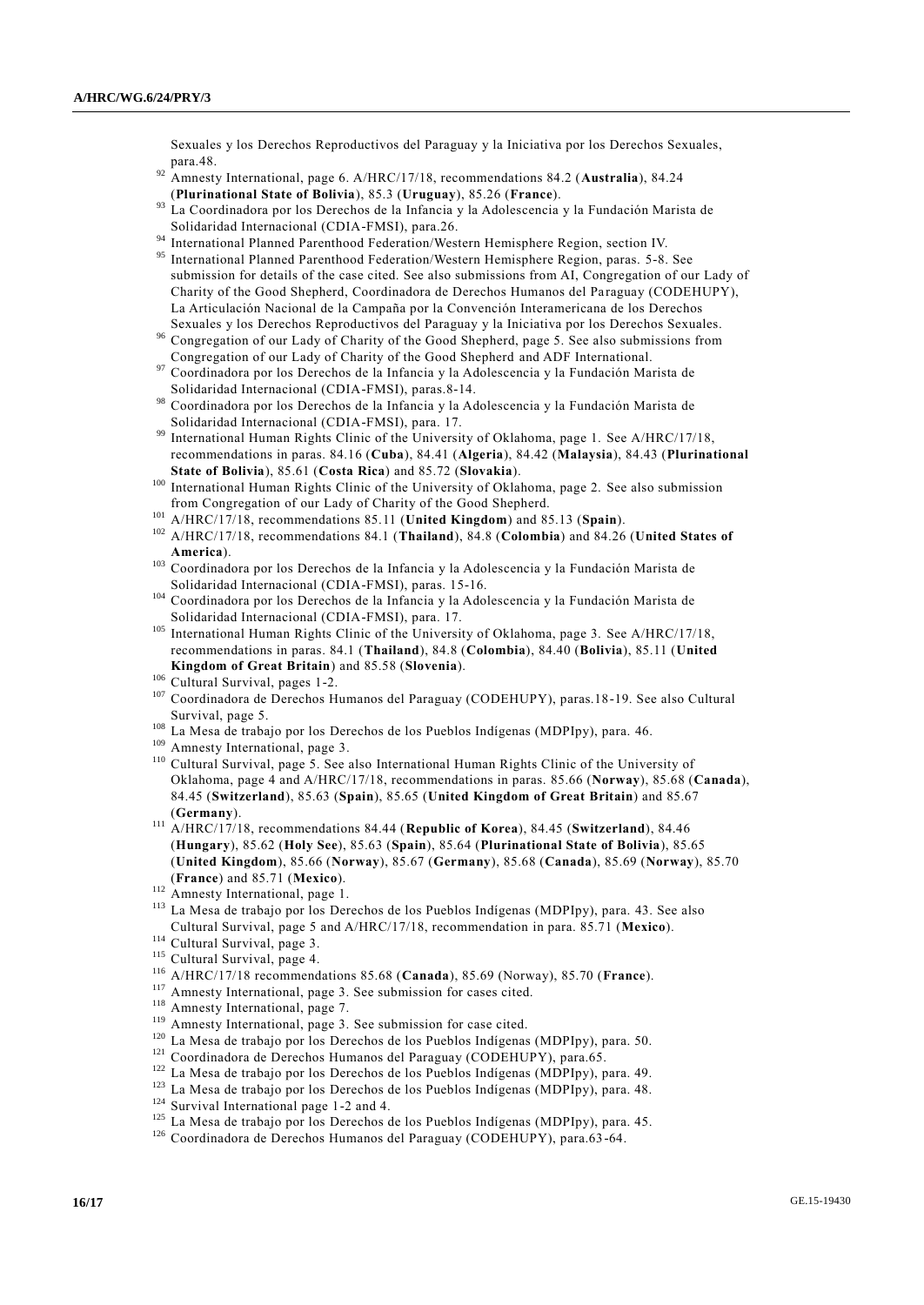Sexuales y los Derechos Reproductivos del Paraguay y la Iniciativa por los Derechos Sexuales, para.48.

[92] Amnesty International, page 6. A/HRC/17/18, recommendations 84.2 (**Australia**), 84.24 (**Plurinational State of Bolivia**), 85.3 (**Uruguay**), 85.26 (**France**).

[93] La Coordinadora por los Derechos de la Infancia y la Adolescencia y la Fundación Marista de Solidaridad Internacional (CDIA-FMSI), para.26.

[94] International Planned Parenthood Federation/Western Hemisphere Region, section IV.

[95] International Planned Parenthood Federation/Western Hemisphere Region, paras. 5-8. See submission for details of the case cited. See also submissions from AI, Congregation of our Lady of Charity of the Good Shepherd, Coordinadora de Derechos Humanos del Paraguay (CODEHUPY), La Articulación Nacional de la Campaña por la Convención Interamericana de los Derechos Sexuales y los Derechos Reproductivos del Paraguay y la Iniciativa por los Derechos Sexuales.

[96] Congregation of our Lady of Charity of the Good Shepherd, page 5. See also submissions from Congregation of our Lady of Charity of the Good Shepherd and ADF International.

[97] Coordinadora por los Derechos de la Infancia y la Adolescencia y la Fundación Marista de Solidaridad Internacional (CDIA-FMSI), paras.8-14.

[98] Coordinadora por los Derechos de la Infancia y la Adolescencia y la Fundación Marista de Solidaridad Internacional (CDIA-FMSI), para. 17.

[99] International Human Rights Clinic of the University of Oklahoma, page 1. See A/HRC/17/18, recommendations in paras. 84.16 (**Cuba**), 84.41 (**Algeria**), 84.42 (**Malaysia**), 84.43 (**Plurinational State of Bolivia**), 85.61 (**Costa Rica**) and 85.72 (**Slovakia**).

[100] International Human Rights Clinic of the University of Oklahoma, page 2. See also submission from Congregation of our Lady of Charity of the Good Shepherd.

[101] A/HRC/17/18, recommendations 85.11 (**United Kingdom**) and 85.13 (**Spain**).

[102] A/HRC/17/18, recommendations 84.1 (**Thailand**), 84.8 (**Colombia**) and 84.26 (**United States of America**).

[103] Coordinadora por los Derechos de la Infancia y la Adolescencia y la Fundación Marista de Solidaridad Internacional (CDIA-FMSI), paras. 15-16.

[104] Coordinadora por los Derechos de la Infancia y la Adolescencia y la Fundación Marista de Solidaridad Internacional (CDIA-FMSI), para. 17.

[105] International Human Rights Clinic of the University of Oklahoma, page 3. See A/HRC/17/18, recommendations in paras. 84.1 (**Thailand**), 84.8 (**Colombia**), 84.40 (**Bolivia**), 85.11 (**United Kingdom of Great Britain**) and 85.58 (**Slovenia**).

[106] Cultural Survival, pages 1-2.

[107] Coordinadora de Derechos Humanos del Paraguay (CODEHUPY), paras.18-19. See also Cultural Survival, page 5.

[108] La Mesa de trabajo por los Derechos de los Pueblos Indígenas (MDPIpy), para. 46.

[109] Amnesty International, page 3.

[110] Cultural Survival, page 5. See also International Human Rights Clinic of the University of Oklahoma, page 4 and A/HRC/17/18, recommendations in paras. 85.66 (**Norway**), 85.68 (**Canada**), 84.45 (**Switzerland**), 85.63 (**Spain**), 85.65 (**United Kingdom of Great Britain**) and 85.67 (**Germany**).

[111] A/HRC/17/18, recommendations 84.44 (**Republic of Korea**), 84.45 (**Switzerland**), 84.46 (**Hungary**), 85.62 (**Holy See**), 85.63 (**Spain**), 85.64 (**Plurinational State of Bolivia**), 85.65 (**United Kingdom**), 85.66 (**Norway**), 85.67 (**Germany**), 85.68 (**Canada**), 85.69 (**Norway**), 85.70 (**France**) and 85.71 (**Mexico**).

[112] Amnesty International, page 1.

[113] La Mesa de trabajo por los Derechos de los Pueblos Indígenas (MDPIpy), para. 43. See also Cultural Survival, page 5 and A/HRC/17/18, recommendation in para. 85.71 (**Mexico**).

[114] Cultural Survival, page 3.

[115] Cultural Survival, page 4.

[116] A/HRC/17/18 recommendations 85.68 (**Canada**), 85.69 (Norway), 85.70 (**France**).

[117] Amnesty International, page 3. See submission for cases cited.

[118] Amnesty International, page 7.

[119] Amnesty International, page 3. See submission for case cited.

[120] La Mesa de trabajo por los Derechos de los Pueblos Indígenas (MDPIpy), para. 50.

[121] Coordinadora de Derechos Humanos del Paraguay (CODEHUPY), para.65.

[122] La Mesa de trabajo por los Derechos de los Pueblos Indígenas (MDPIpy), para. 49.

[123] La Mesa de trabajo por los Derechos de los Pueblos Indígenas (MDPIpy), para. 48.

[124] Survival International page 1-2 and 4.

[125] La Mesa de trabajo por los Derechos de los Pueblos Indígenas (MDPIpy), para. 45.

[126] Coordinadora de Derechos Humanos del Paraguay (CODEHUPY), para.63-64.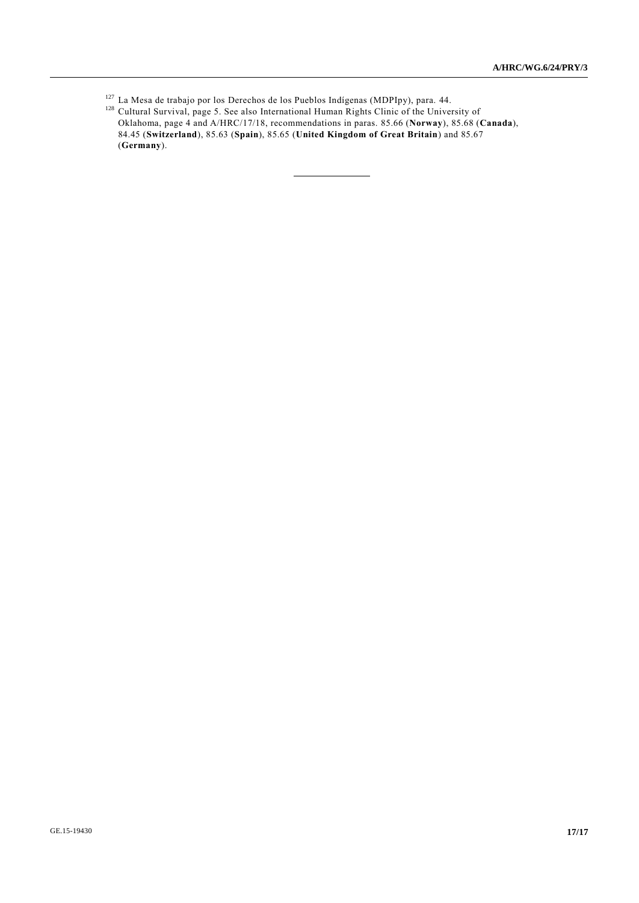[127] La Mesa de trabajo por los Derechos de los Pueblos Indígenas (MDPIpy), para. 44.

[128] Cultural Survival, page 5. See also International Human Rights Clinic of the University of Oklahoma, page 4 and A/HRC/17/18, recommendations in paras. 85.66 (**Norway**), 85.68 (**Canada**), 84.45 (**Switzerland**), 85.63 (**Spain**), 85.65 (**United Kingdom of Great Britain**) and 85.67 (**Germany**).